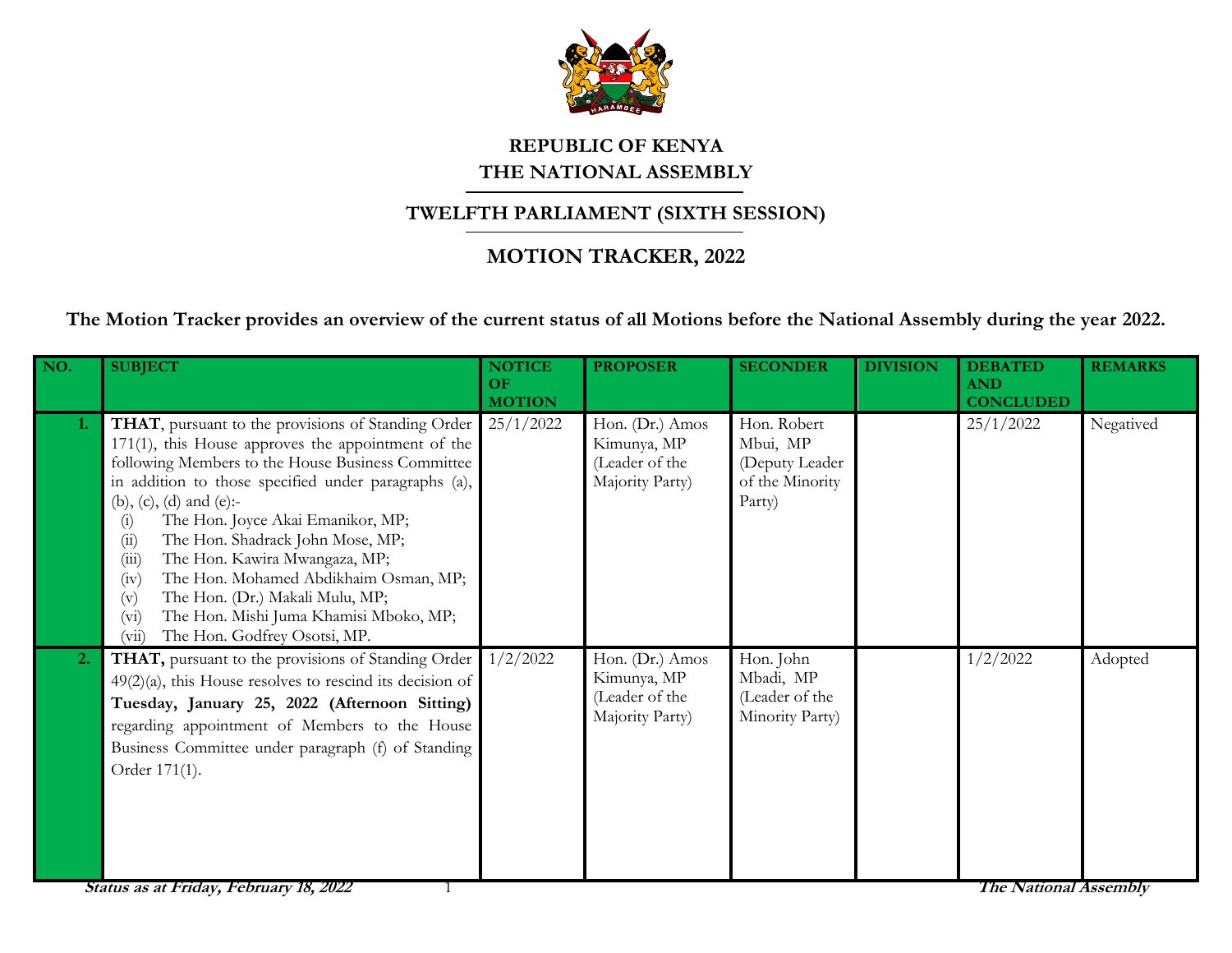# REPUBLIC OF KENYA
# THE NATIONAL ASSEMBLY

## TWELFTH PARLIAMENT (SIXTH SESSION)

## MOTION TRACKER, 2022

**The Motion Tracker provides an overview of the current status of all Motions before the National Assembly during the year 2022.**

| NO. | SUBJECT | NOTICE OF MOTION | PROPOSER | SECONDER | DIVISION | DEBATED AND CONCLUDED | REMARKS |
|---|---|---|---|---|---|---|---|
| 1. | **THAT**, pursuant to the provisions of Standing Order 171(1), this House approves the appointment of the following Members to the House Business Committee in addition to those specified under paragraphs (a), (b), (c), (d) and (e):- (i) The Hon. Joyce Akai Emanikor, MP; (ii) The Hon. Shadrack John Mose, MP; (iii) The Hon. Kawira Mwangaza, MP; (iv) The Hon. Mohamed Abdikhaim Osman, MP; (v) The Hon. (Dr.) Makali Mulu, MP; (vi) The Hon. Mishi Juma Khamisi Mboko, MP; (vii) The Hon. Godfrey Osotsi, MP. | 25/1/2022 | Hon. (Dr.) Amos Kimunya, MP (Leader of the Majority Party) | Hon. Robert Mbui, MP (Deputy Leader of the Minority Party) | | 25/1/2022 | Negatived |
| 2. | **THAT,** pursuant to the provisions of Standing Order 49(2)(a), this House resolves to rescind its decision of **Tuesday, January 25, 2022 (Afternoon Sitting)** regarding appointment of Members to the House Business Committee under paragraph (f) of Standing Order 171(1). | 1/2/2022 | Hon. (Dr.) Amos Kimunya, MP (Leader of the Majority Party) | Hon. John Mbadi, MP (Leader of the Minority Party) | | 1/2/2022 | Adopted |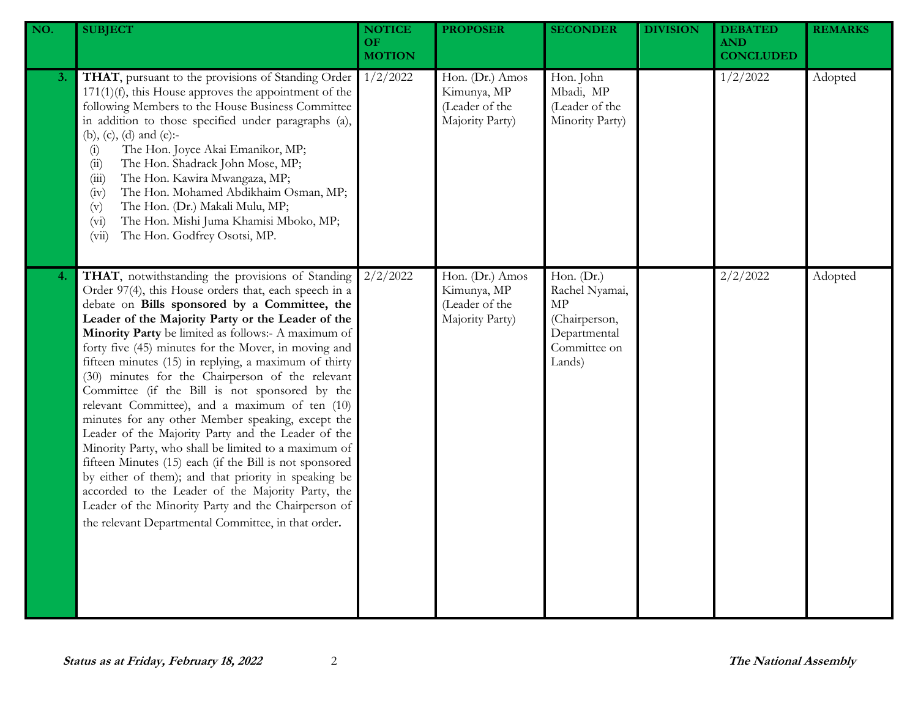| NO. | SUBJECT | NOTICE OF MOTION | PROPOSER | SECONDER | DIVISION | DEBATED AND CONCLUDED | REMARKS |
|---|---|---|---|---|---|---|---|
| 3. | **THAT**, pursuant to the provisions of Standing Order 171(1)(f), this House approves the appointment of the following Members to the House Business Committee in addition to those specified under paragraphs (a), (b), (c), (d) and (e):- (i) The Hon. Joyce Akai Emanikor, MP; (ii) The Hon. Shadrack John Mose, MP; (iii) The Hon. Kawira Mwangaza, MP; (iv) The Hon. Mohamed Abdikhaim Osman, MP; (v) The Hon. (Dr.) Makali Mulu, MP; (vi) The Hon. Mishi Juma Khamisi Mboko, MP; (vii) The Hon. Godfrey Osotsi, MP. | 1/2/2022 | Hon. (Dr.) Amos Kimunya, MP (Leader of the Majority Party) | Hon. John Mbadi, MP (Leader of the Minority Party) | | 1/2/2022 | Adopted |
| 4. | **THAT**, notwithstanding the provisions of Standing Order 97(4), this House orders that, each speech in a debate on **Bills sponsored by a Committee, the Leader of the Majority Party or the Leader of the Minority Party** be limited as follows:- A maximum of forty five (45) minutes for the Mover, in moving and fifteen minutes (15) in replying, a maximum of thirty (30) minutes for the Chairperson of the relevant Committee (if the Bill is not sponsored by the relevant Committee), and a maximum of ten (10) minutes for any other Member speaking, except the Leader of the Majority Party and the Leader of the Minority Party, who shall be limited to a maximum of fifteen Minutes (15) each (if the Bill is not sponsored by either of them); and that priority in speaking be accorded to the Leader of the Majority Party, the Leader of the Minority Party and the Chairperson of the relevant Departmental Committee, in that order. | 2/2/2022 | Hon. (Dr.) Amos Kimunya, MP (Leader of the Majority Party) | Hon. (Dr.) Rachel Nyamai, MP (Chairperson, Departmental Committee on Lands) | | 2/2/2022 | Adopted |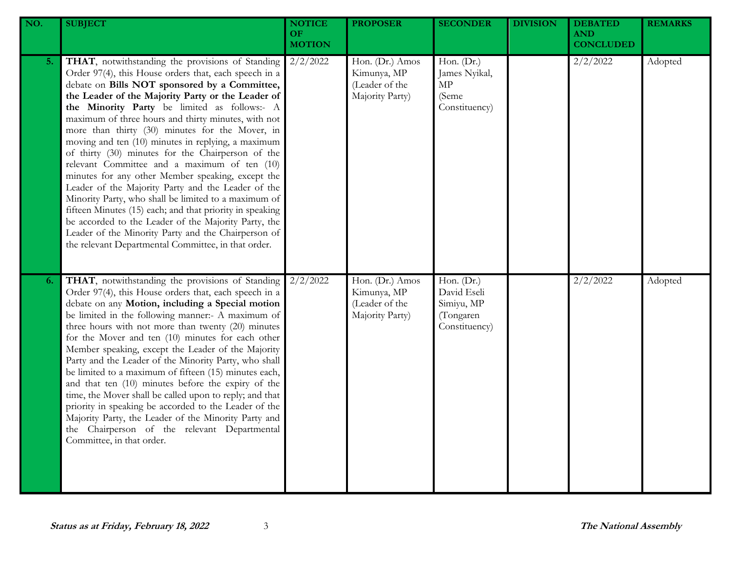| NO. | SUBJECT | NOTICE OF MOTION | PROPOSER | SECONDER | DIVISION | DEBATED AND CONCLUDED | REMARKS |
|---|---|---|---|---|---|---|---|
| 5. | **THAT**, notwithstanding the provisions of Standing Order 97(4), this House orders that, each speech in a debate on **Bills NOT sponsored by a Committee, the Leader of the Majority Party or the Leader of the Minority Party** be limited as follows:- A maximum of three hours and thirty minutes, with not more than thirty (30) minutes for the Mover, in moving and ten (10) minutes in replying, a maximum of thirty (30) minutes for the Chairperson of the relevant Committee and a maximum of ten (10) minutes for any other Member speaking, except the Leader of the Majority Party and the Leader of the Minority Party, who shall be limited to a maximum of fifteen Minutes (15) each; and that priority in speaking be accorded to the Leader of the Majority Party, the Leader of the Minority Party and the Chairperson of the relevant Departmental Committee, in that order. | 2/2/2022 | Hon. (Dr.) Amos Kimunya, MP (Leader of the Majority Party) | Hon. (Dr.) James Nyikal, MP (Seme Constituency) | | 2/2/2022 | Adopted |
| 6. | **THAT**, notwithstanding the provisions of Standing Order 97(4), this House orders that, each speech in a debate on any **Motion, including a Special motion** be limited in the following manner:- A maximum of three hours with not more than twenty (20) minutes for the Mover and ten (10) minutes for each other Member speaking, except the Leader of the Majority Party and the Leader of the Minority Party, who shall be limited to a maximum of fifteen (15) minutes each, and that ten (10) minutes before the expiry of the time, the Mover shall be called upon to reply; and that priority in speaking be accorded to the Leader of the Majority Party, the Leader of the Minority Party and the Chairperson of the relevant Departmental Committee, in that order. | 2/2/2022 | Hon. (Dr.) Amos Kimunya, MP (Leader of the Majority Party) | Hon. (Dr.) David Eseli Simiyu, MP (Tongaren Constituency) | | 2/2/2022 | Adopted |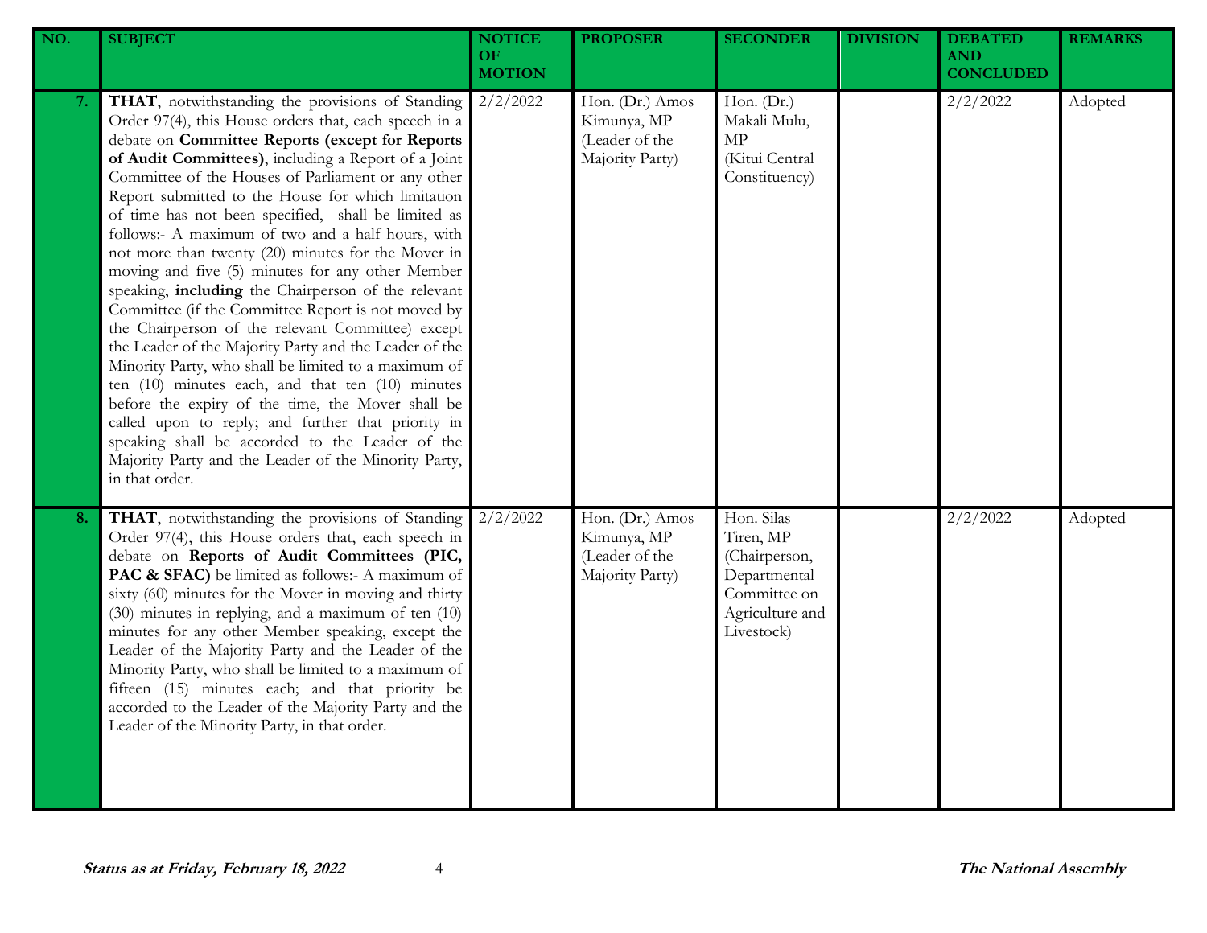| NO. | SUBJECT | NOTICE OF MOTION | PROPOSER | SECONDER | DIVISION | DEBATED AND CONCLUDED | REMARKS |
|---|---|---|---|---|---|---|---|
| 7. | **THAT**, notwithstanding the provisions of Standing Order 97(4), this House orders that, each speech in a debate on **Committee Reports (except for Reports of Audit Committees)**, including a Report of a Joint Committee of the Houses of Parliament or any other Report submitted to the House for which limitation of time has not been specified, shall be limited as follows:- A maximum of two and a half hours, with not more than twenty (20) minutes for the Mover in moving and five (5) minutes for any other Member speaking, **including** the Chairperson of the relevant Committee (if the Committee Report is not moved by the Chairperson of the relevant Committee) except the Leader of the Majority Party and the Leader of the Minority Party, who shall be limited to a maximum of ten (10) minutes each, and that ten (10) minutes before the expiry of the time, the Mover shall be called upon to reply; and further that priority in speaking shall be accorded to the Leader of the Majority Party and the Leader of the Minority Party, in that order. | 2/2/2022 | Hon. (Dr.) Amos Kimunya, MP (Leader of the Majority Party) | Hon. (Dr.) Makali Mulu, MP (Kitui Central Constituency) | | 2/2/2022 | Adopted |
| 8. | **THAT**, notwithstanding the provisions of Standing Order 97(4), this House orders that, each speech in debate on **Reports of Audit Committees (PIC, PAC & SFAC)** be limited as follows:- A maximum of sixty (60) minutes for the Mover in moving and thirty (30) minutes in replying, and a maximum of ten (10) minutes for any other Member speaking, except the Leader of the Majority Party and the Leader of the Minority Party, who shall be limited to a maximum of fifteen (15) minutes each; and that priority be accorded to the Leader of the Majority Party and the Leader of the Minority Party, in that order. | 2/2/2022 | Hon. (Dr.) Amos Kimunya, MP (Leader of the Majority Party) | Hon. Silas Tiren, MP (Chairperson, Departmental Committee on Agriculture and Livestock) | | 2/2/2022 | Adopted |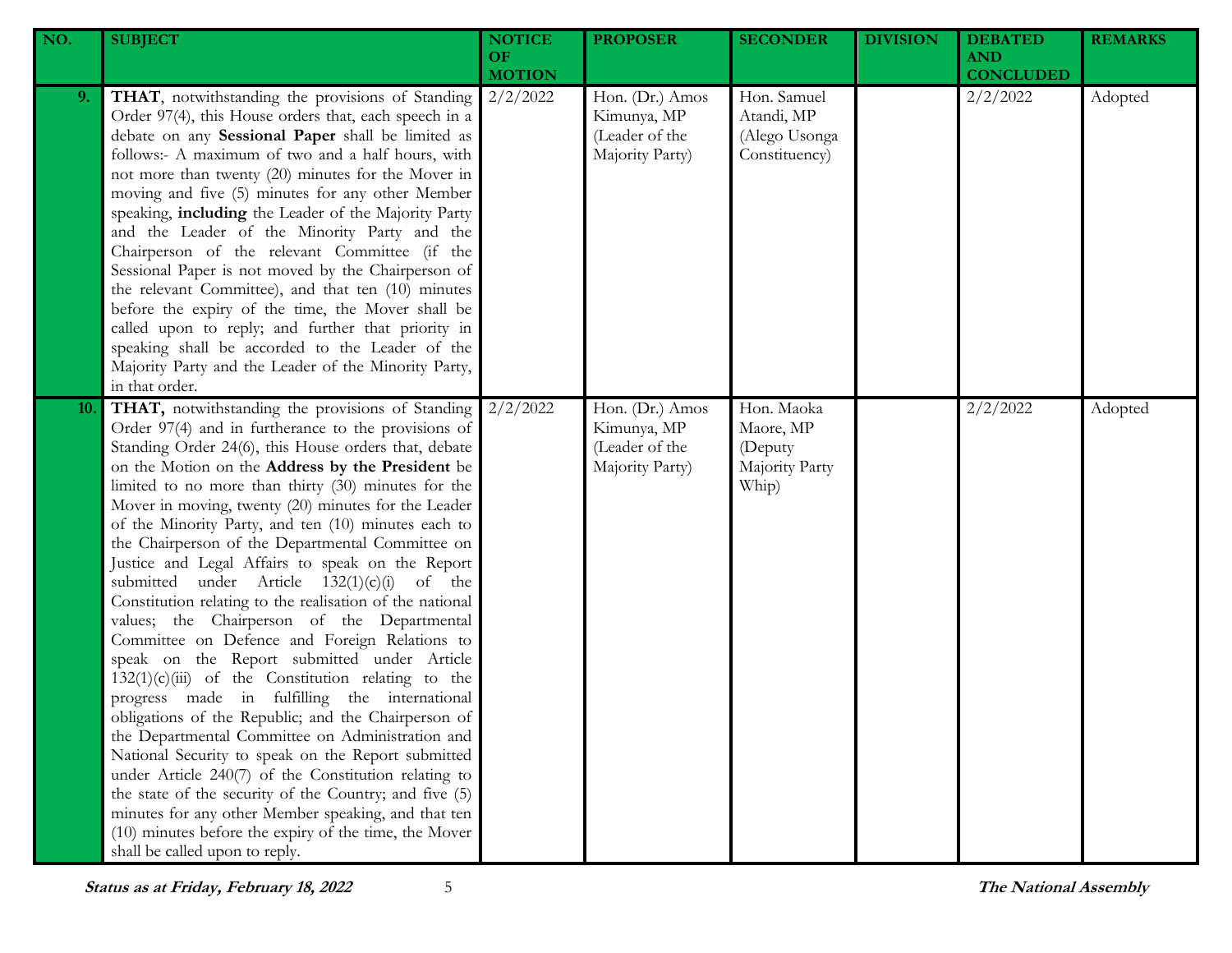| NO. | SUBJECT | NOTICE OF MOTION | PROPOSER | SECONDER | DIVISION | DEBATED AND CONCLUDED | REMARKS |
|---|---|---|---|---|---|---|---|
| 9. | **THAT**, notwithstanding the provisions of Standing Order 97(4), this House orders that, each speech in a debate on any **Sessional Paper** shall be limited as follows:- A maximum of two and a half hours, with not more than twenty (20) minutes for the Mover in moving and five (5) minutes for any other Member speaking, **including** the Leader of the Majority Party and the Leader of the Minority Party and the Chairperson of the relevant Committee (if the Sessional Paper is not moved by the Chairperson of the relevant Committee), and that ten (10) minutes before the expiry of the time, the Mover shall be called upon to reply; and further that priority in speaking shall be accorded to the Leader of the Majority Party and the Leader of the Minority Party, in that order. | 2/2/2022 | Hon. (Dr.) Amos Kimunya, MP (Leader of the Majority Party) | Hon. Samuel Atandi, MP (Alego Usonga Constituency) | | 2/2/2022 | Adopted |
| 10. | **THAT,** notwithstanding the provisions of Standing Order 97(4) and in furtherance to the provisions of Standing Order 24(6), this House orders that, debate on the Motion on the **Address by the President** be limited to no more than thirty (30) minutes for the Mover in moving, twenty (20) minutes for the Leader of the Minority Party, and ten (10) minutes each to the Chairperson of the Departmental Committee on Justice and Legal Affairs to speak on the Report submitted under Article 132(1)(c)(i) of the Constitution relating to the realisation of the national values; the Chairperson of the Departmental Committee on Defence and Foreign Relations to speak on the Report submitted under Article 132(1)(c)(iii) of the Constitution relating to the progress made in fulfilling the international obligations of the Republic; and the Chairperson of the Departmental Committee on Administration and National Security to speak on the Report submitted under Article 240(7) of the Constitution relating to the state of the security of the Country; and five (5) minutes for any other Member speaking, and that ten (10) minutes before the expiry of the time, the Mover shall be called upon to reply. | 2/2/2022 | Hon. (Dr.) Amos Kimunya, MP (Leader of the Majority Party) | Hon. Maoka Maore, MP (Deputy Majority Party Whip) | | 2/2/2022 | Adopted |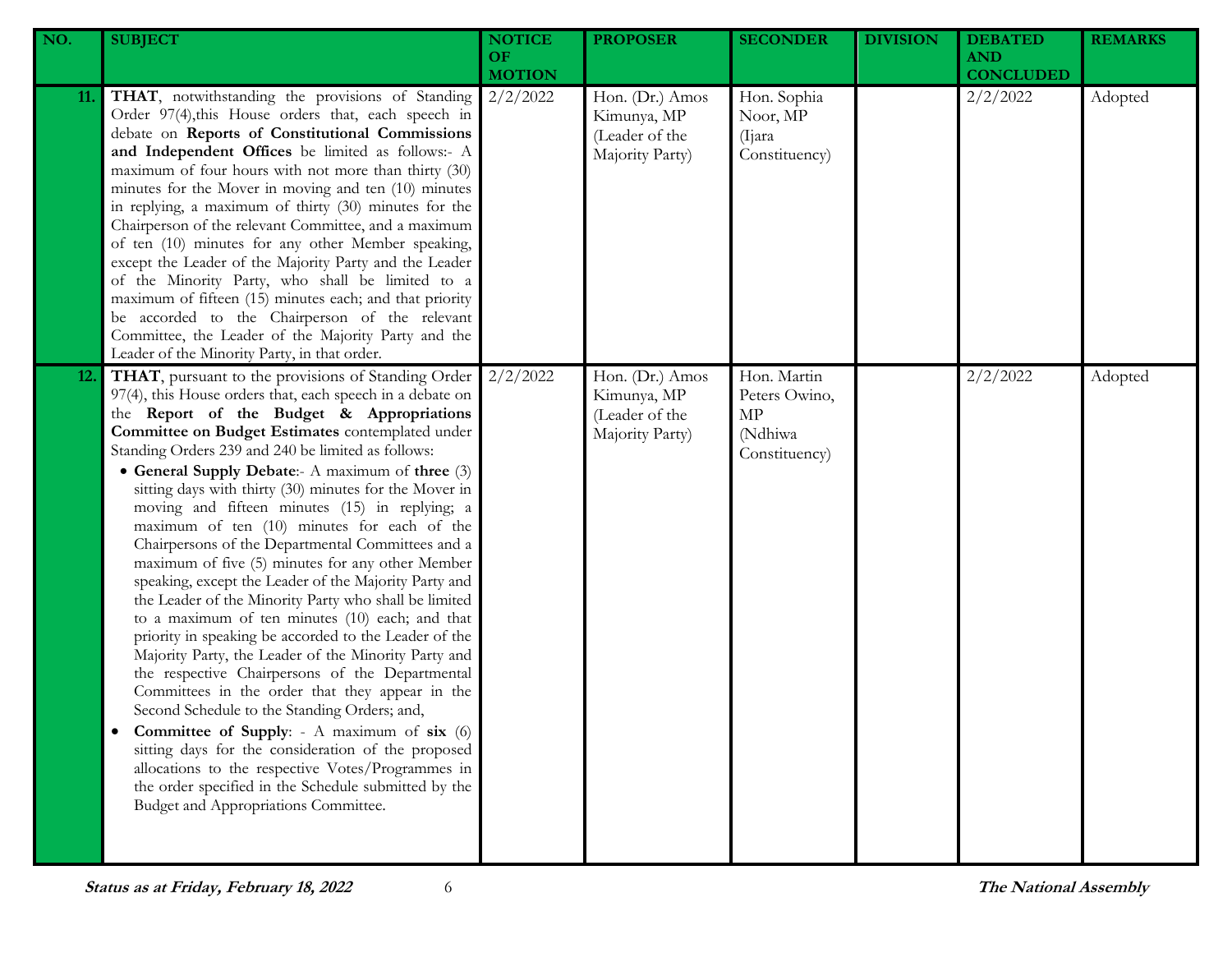| NO. | SUBJECT | NOTICE OF MOTION | PROPOSER | SECONDER | DIVISION | DEBATED AND CONCLUDED | REMARKS |
|---|---|---|---|---|---|---|---|
| 11. | **THAT**, notwithstanding the provisions of Standing Order 97(4),this House orders that, each speech in debate on **Reports of Constitutional Commissions and Independent Offices** be limited as follows:- A maximum of four hours with not more than thirty (30) minutes for the Mover in moving and ten (10) minutes in replying, a maximum of thirty (30) minutes for the Chairperson of the relevant Committee, and a maximum of ten (10) minutes for any other Member speaking, except the Leader of the Majority Party and the Leader of the Minority Party, who shall be limited to a maximum of fifteen (15) minutes each; and that priority be accorded to the Chairperson of the relevant Committee, the Leader of the Majority Party and the Leader of the Minority Party, in that order. | 2/2/2022 | Hon. (Dr.) Amos Kimunya, MP (Leader of the Majority Party) | Hon. Sophia Noor, MP (Ijara Constituency) | | 2/2/2022 | Adopted |
| 12. | **THAT**, pursuant to the provisions of Standing Order 97(4), this House orders that, each speech in a debate on the **Report of the Budget & Appropriations Committee on Budget Estimates** contemplated under Standing Orders 239 and 240 be limited as follows:<br>• **General Supply Debate**:- A maximum of **three** (3) sitting days with thirty (30) minutes for the Mover in moving and fifteen minutes (15) in replying; a maximum of ten (10) minutes for each of the Chairpersons of the Departmental Committees and a maximum of five (5) minutes for any other Member speaking, except the Leader of the Majority Party and the Leader of the Minority Party who shall be limited to a maximum of ten minutes (10) each; and that priority in speaking be accorded to the Leader of the Majority Party, the Leader of the Minority Party and the respective Chairpersons of the Departmental Committees in the order that they appear in the Second Schedule to the Standing Orders; and,<br>• **Committee of Supply**: - A maximum of **six** (6) sitting days for the consideration of the proposed allocations to the respective Votes/Programmes in the order specified in the Schedule submitted by the Budget and Appropriations Committee. | 2/2/2022 | Hon. (Dr.) Amos Kimunya, MP (Leader of the Majority Party) | Hon. Martin Peters Owino, MP (Ndhiwa Constituency) | | 2/2/2022 | Adopted |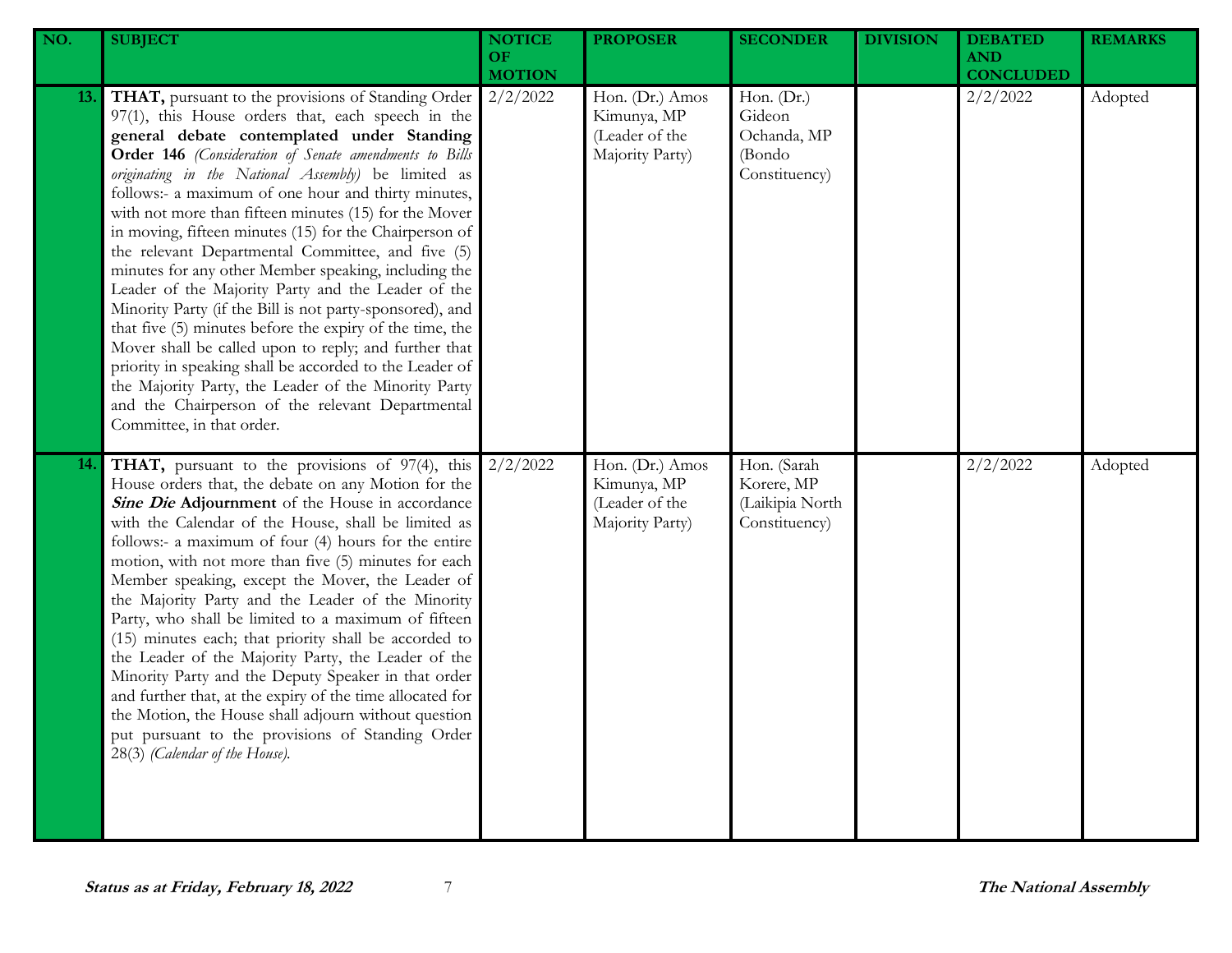| NO. | SUBJECT | NOTICE OF MOTION | PROPOSER | SECONDER | DIVISION | DEBATED AND CONCLUDED | REMARKS |
|---|---|---|---|---|---|---|---|
| 13. | **THAT,** pursuant to the provisions of Standing Order 97(1), this House orders that, each speech in the **general debate contemplated under Standing Order 146** *(Consideration of Senate amendments to Bills originating in the National Assembly)* be limited as follows:- a maximum of one hour and thirty minutes, with not more than fifteen minutes (15) for the Mover in moving, fifteen minutes (15) for the Chairperson of the relevant Departmental Committee, and five (5) minutes for any other Member speaking, including the Leader of the Majority Party and the Leader of the Minority Party (if the Bill is not party-sponsored), and that five (5) minutes before the expiry of the time, the Mover shall be called upon to reply; and further that priority in speaking shall be accorded to the Leader of the Majority Party, the Leader of the Minority Party and the Chairperson of the relevant Departmental Committee, in that order. | 2/2/2022 | Hon. (Dr.) Amos Kimunya, MP (Leader of the Majority Party) | Hon. (Dr.) Gideon Ochanda, MP (Bondo Constituency) | | 2/2/2022 | Adopted |
| 14. | **THAT,** pursuant to the provisions of 97(4), this House orders that, the debate on any Motion for the ***Sine Die*** **Adjournment** of the House in accordance with the Calendar of the House, shall be limited as follows:- a maximum of four (4) hours for the entire motion, with not more than five (5) minutes for each Member speaking, except the Mover, the Leader of the Majority Party and the Leader of the Minority Party, who shall be limited to a maximum of fifteen (15) minutes each; that priority shall be accorded to the Leader of the Majority Party, the Leader of the Minority Party and the Deputy Speaker in that order and further that, at the expiry of the time allocated for the Motion, the House shall adjourn without question put pursuant to the provisions of Standing Order 28(3) *(Calendar of the House).* | 2/2/2022 | Hon. (Dr.) Amos Kimunya, MP (Leader of the Majority Party) | Hon. (Sarah Korere, MP (Laikipia North Constituency) | | 2/2/2022 | Adopted |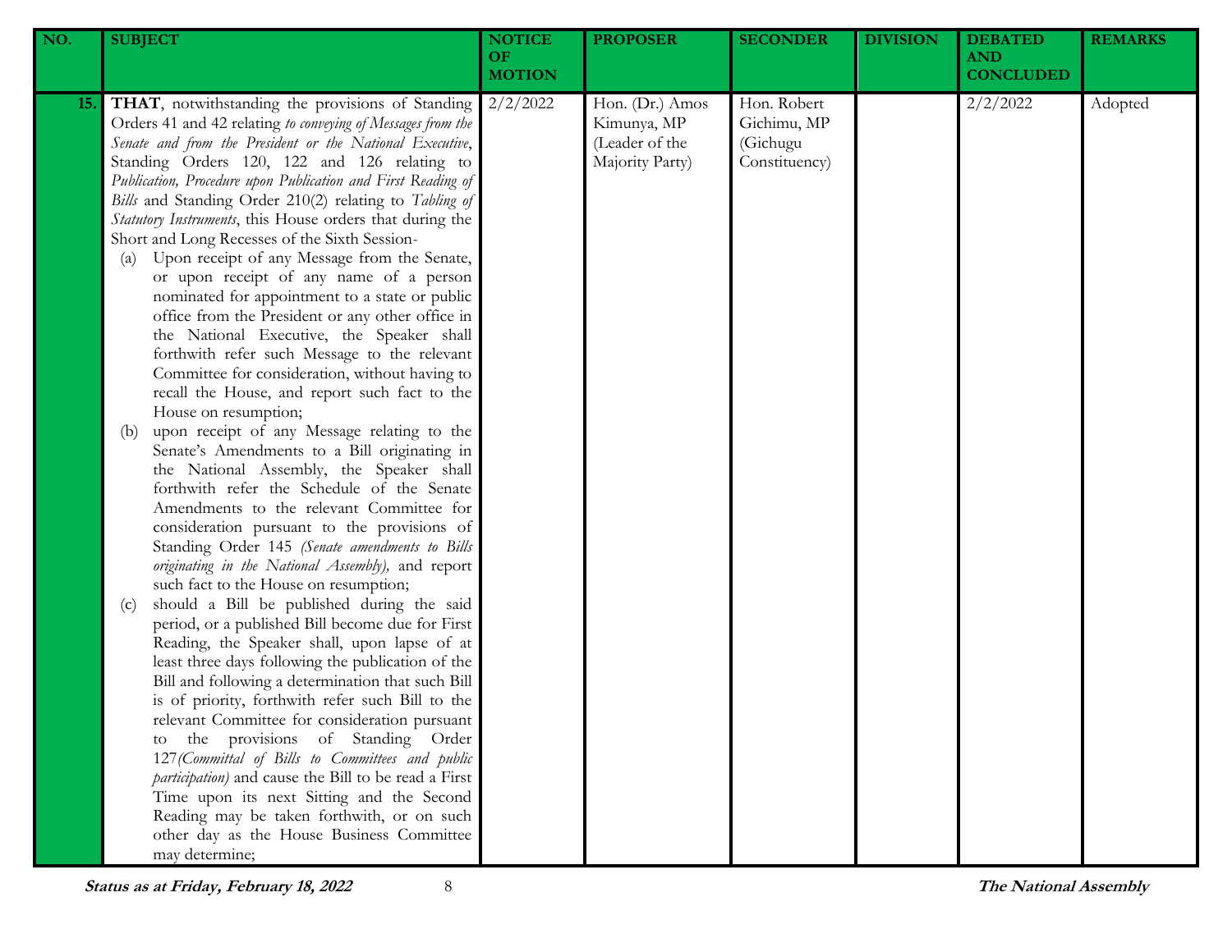| NO. | SUBJECT | NOTICE OF MOTION | PROPOSER | SECONDER | DIVISION | DEBATED AND CONCLUDED | REMARKS |
|---|---|---|---|---|---|---|---|
| 15. | **THAT**, notwithstanding the provisions of Standing Orders 41 and 42 relating *to conveying of Messages from the Senate and from the President or the National Executive*, Standing Orders 120, 122 and 126 relating to *Publication, Procedure upon Publication and First Reading of Bills* and Standing Order 210(2) relating to *Tabling of Statutory Instruments*, this House orders that during the Short and Long Recesses of the Sixth Session-<br>(a) Upon receipt of any Message from the Senate, or upon receipt of any name of a person nominated for appointment to a state or public office from the President or any other office in the National Executive, the Speaker shall forthwith refer such Message to the relevant Committee for consideration, without having to recall the House, and report such fact to the House on resumption;<br>(b) upon receipt of any Message relating to the Senate's Amendments to a Bill originating in the National Assembly, the Speaker shall forthwith refer the Schedule of the Senate Amendments to the relevant Committee for consideration pursuant to the provisions of Standing Order 145 *(Senate amendments to Bills originating in the National Assembly)*, and report such fact to the House on resumption;<br>(c) should a Bill be published during the said period, or a published Bill become due for First Reading, the Speaker shall, upon lapse of at least three days following the publication of the Bill and following a determination that such Bill is of priority, forthwith refer such Bill to the relevant Committee for consideration pursuant to the provisions of Standing Order 127*(Committal of Bills to Committees and public participation)* and cause the Bill to be read a First Time upon its next Sitting and the Second Reading may be taken forthwith, or on such other day as the House Business Committee may determine; | 2/2/2022 | Hon. (Dr.) Amos Kimunya, MP (Leader of the Majority Party) | Hon. Robert Gichimu, MP (Gichugu Constituency) | | 2/2/2022 | Adopted |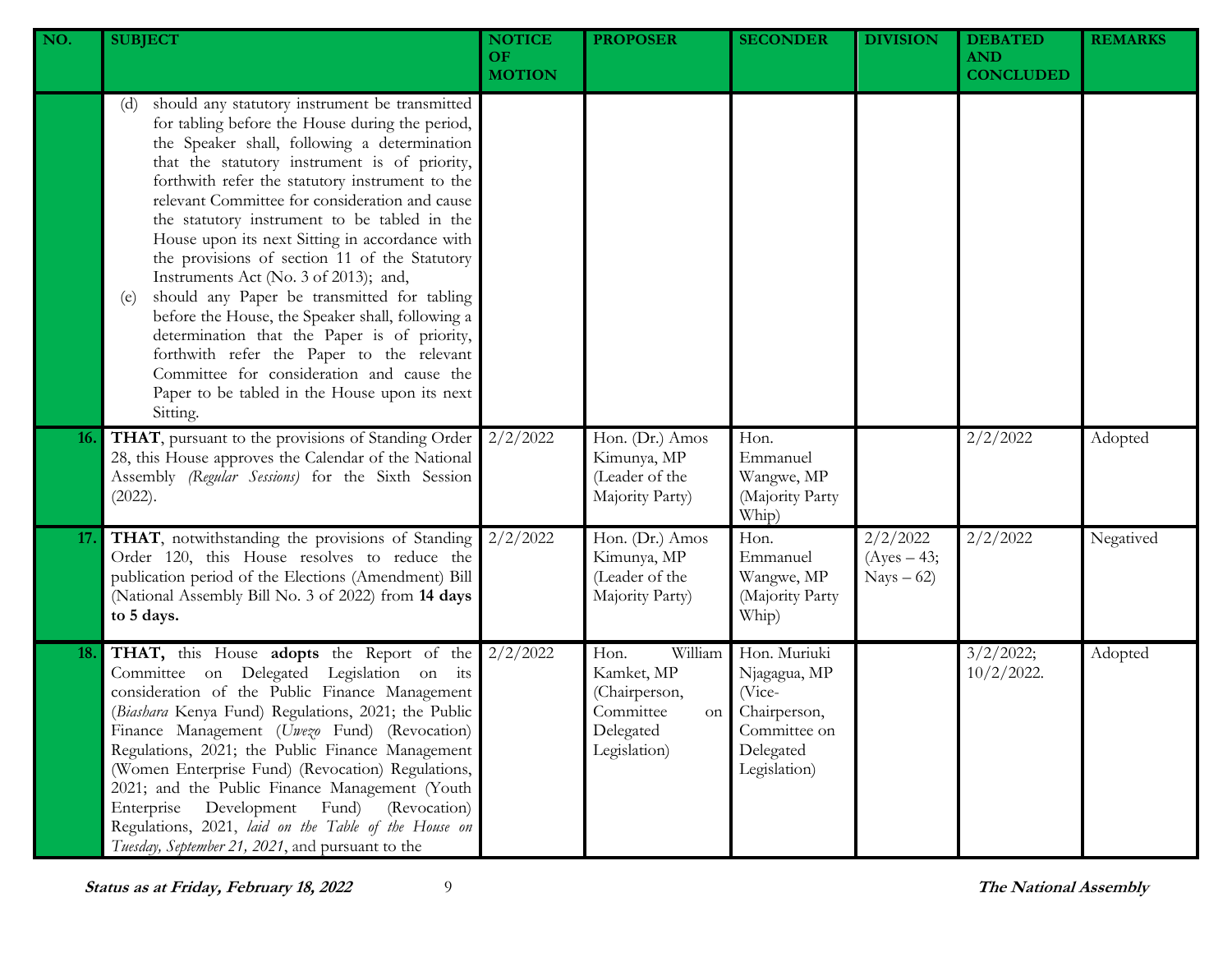| NO. | SUBJECT | NOTICE OF MOTION | PROPOSER | SECONDER | DIVISION | DEBATED AND CONCLUDED | REMARKS |
|---|---|---|---|---|---|---|---|
| | (d) should any statutory instrument be transmitted for tabling before the House during the period, the Speaker shall, following a determination that the statutory instrument is of priority, forthwith refer the statutory instrument to the relevant Committee for consideration and cause the statutory instrument to be tabled in the House upon its next Sitting in accordance with the provisions of section 11 of the Statutory Instruments Act (No. 3 of 2013); and,<br>(e) should any Paper be transmitted for tabling before the House, the Speaker shall, following a determination that the Paper is of priority, forthwith refer the Paper to the relevant Committee for consideration and cause the Paper to be tabled in the House upon its next Sitting. | | | | | | |
| **16.** | **THAT**, pursuant to the provisions of Standing Order 28, this House approves the Calendar of the National Assembly *(Regular Sessions)* for the Sixth Session (2022). | 2/2/2022 | Hon. (Dr.) Amos Kimunya, MP (Leader of the Majority Party) | Hon. Emmanuel Wangwe, MP (Majority Party Whip) | | 2/2/2022 | Adopted |
| **17.** | **THAT**, notwithstanding the provisions of Standing Order 120, this House resolves to reduce the publication period of the Elections (Amendment) Bill (National Assembly Bill No. 3 of 2022) from **14 days to 5 days.** | 2/2/2022 | Hon. (Dr.) Amos Kimunya, MP (Leader of the Majority Party) | Hon. Emmanuel Wangwe, MP (Majority Party Whip) | 2/2/2022 (Ayes – 43; Nays – 62) | 2/2/2022 | Negatived |
| **18.** | **THAT,** this House **adopts** the Report of the Committee on Delegated Legislation on its consideration of the Public Finance Management (*Biashara* Kenya Fund) Regulations, 2021; the Public Finance Management (*Uwezo* Fund) (Revocation) Regulations, 2021; the Public Finance Management (Women Enterprise Fund) (Revocation) Regulations, 2021; and the Public Finance Management (Youth Enterprise Development Fund) (Revocation) Regulations, 2021, *laid on the Table of the House on Tuesday, September 21, 2021*, and pursuant to the | 2/2/2022 | Hon. William Kamket, MP (Chairperson, Committee on Delegated Legislation) | Hon. Muriuki Njagagua, MP (Vice-Chairperson, Committee on Delegated Legislation) | | 3/2/2022; 10/2/2022. | Adopted |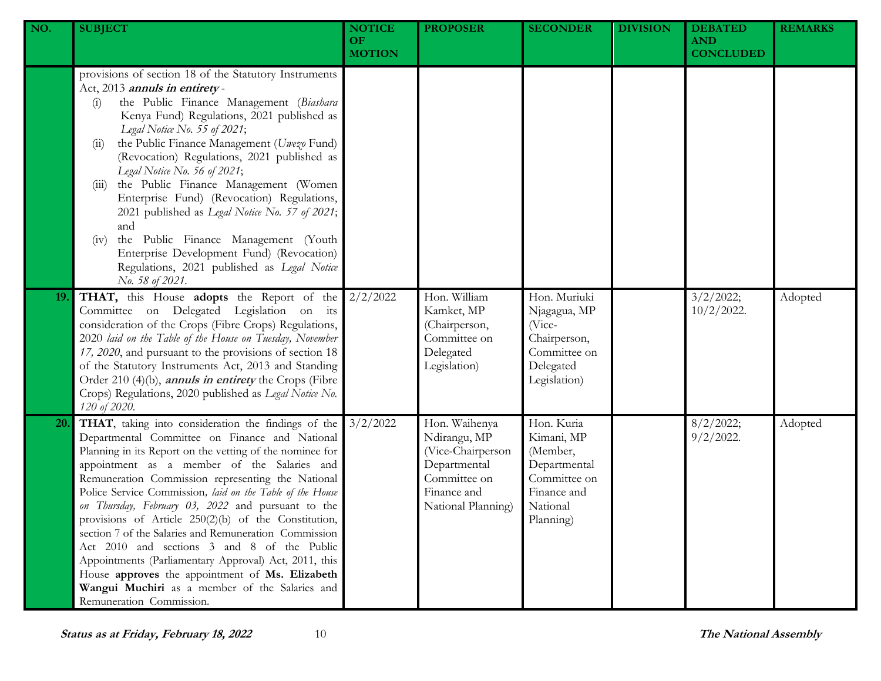| NO. | SUBJECT | NOTICE OF MOTION | PROPOSER | SECONDER | DIVISION | DEBATED AND CONCLUDED | REMARKS |
|---|---|---|---|---|---|---|---|
| | provisions of section 18 of the Statutory Instruments Act, 2013 ***annuls in entirety*** - (i) the Public Finance Management (*Biashara* Kenya Fund) Regulations, 2021 published as *Legal Notice No. 55 of 2021*; (ii) the Public Finance Management (*Uwezo* Fund) (Revocation) Regulations, 2021 published as *Legal Notice No. 56 of 2021*; (iii) the Public Finance Management (Women Enterprise Fund) (Revocation) Regulations, 2021 published as *Legal Notice No. 57 of 2021*; and (iv) the Public Finance Management (Youth Enterprise Development Fund) (Revocation) Regulations, 2021 published as *Legal Notice No. 58 of 2021*. | | | | | | |
| **19.** | **THAT,** this House **adopts** the Report of the Committee on Delegated Legislation on its consideration of the Crops (Fibre Crops) Regulations, 2020 *laid on the Table of the House on Tuesday, November 17, 2020*, and pursuant to the provisions of section 18 of the Statutory Instruments Act, 2013 and Standing Order 210 (4)(b), ***annuls in entirety*** the Crops (Fibre Crops) Regulations, 2020 published as *Legal Notice No. 120 of 2020*. | 2/2/2022 | Hon. William Kamket, MP (Chairperson, Committee on Delegated Legislation) | Hon. Muriuki Njagagua, MP (Vice-Chairperson, Committee on Delegated Legislation) | | 3/2/2022; 10/2/2022. | Adopted |
| **20.** | **THAT**, taking into consideration the findings of the Departmental Committee on Finance and National Planning in its Report on the vetting of the nominee for appointment as a member of the Salaries and Remuneration Commission representing the National Police Service Commission*, laid on the Table of the House on Thursday, February 03, 2022* and pursuant to the provisions of Article 250(2)(b) of the Constitution, section 7 of the Salaries and Remuneration Commission Act 2010 and sections 3 and 8 of the Public Appointments (Parliamentary Approval) Act, 2011, this House **approves** the appointment of **Ms. Elizabeth Wangui Muchiri** as a member of the Salaries and Remuneration Commission. | 3/2/2022 | Hon. Waihenya Ndirangu, MP (Vice-Chairperson Departmental Committee on Finance and National Planning) | Hon. Kuria Kimani, MP (Member, Departmental Committee on Finance and National Planning) | | 8/2/2022; 9/2/2022. | Adopted |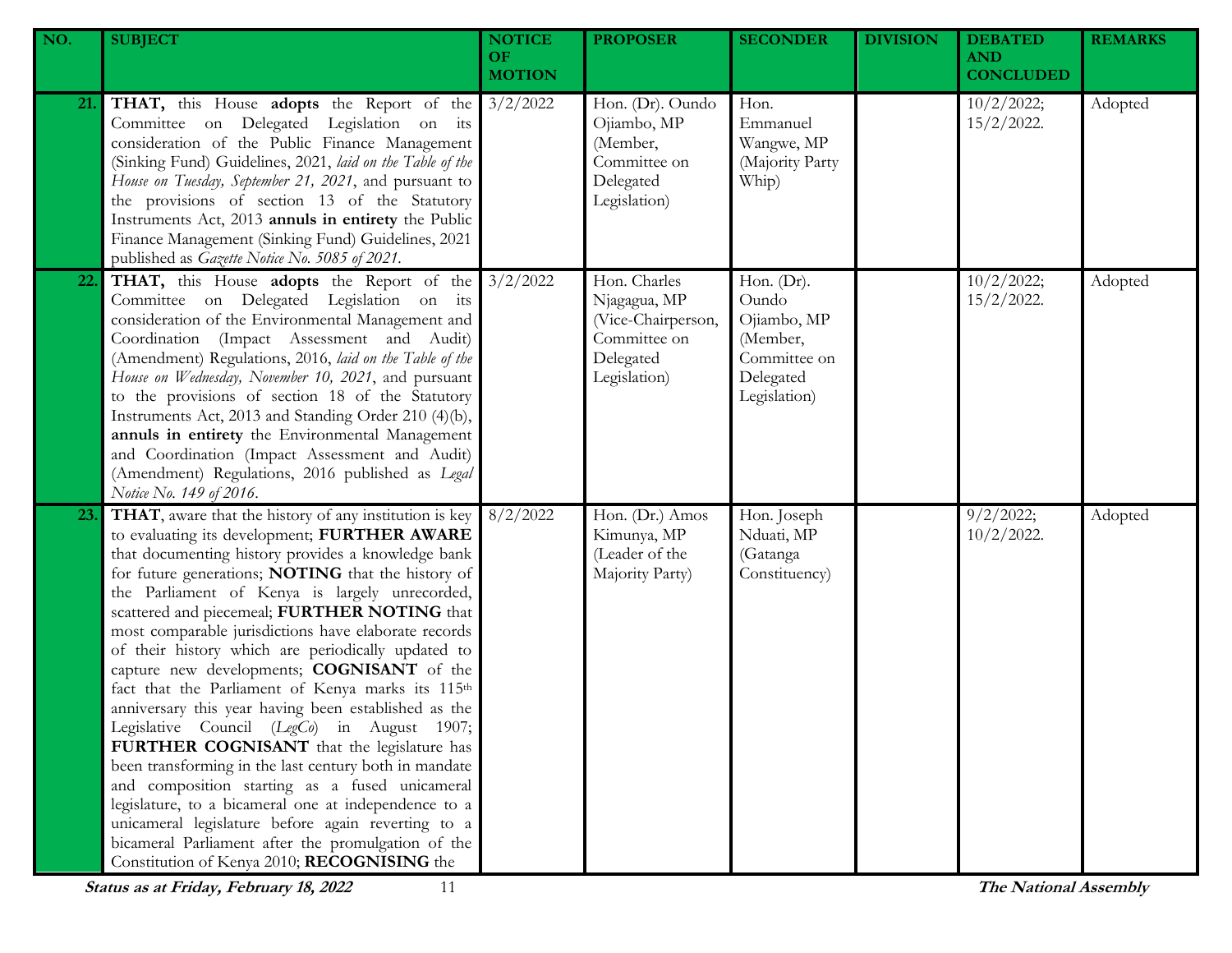| NO. | SUBJECT | NOTICE OF MOTION | PROPOSER | SECONDER | DIVISION | DEBATED AND CONCLUDED | REMARKS |
|---|---|---|---|---|---|---|---|
| 21. | **THAT,** this House **adopts** the Report of the Committee on Delegated Legislation on its consideration of the Public Finance Management (Sinking Fund) Guidelines, 2021, *laid on the Table of the House on Tuesday, September 21, 2021*, and pursuant to the provisions of section 13 of the Statutory Instruments Act, 2013 **annuls in entirety** the Public Finance Management (Sinking Fund) Guidelines, 2021 published as *Gazette Notice No. 5085 of 2021*. | 3/2/2022 | Hon. (Dr). Oundo Ojiambo, MP (Member, Committee on Delegated Legislation) | Hon. Emmanuel Wangwe, MP (Majority Party Whip) | | 10/2/2022; 15/2/2022. | Adopted |
| 22. | **THAT,** this House **adopts** the Report of the Committee on Delegated Legislation on its consideration of the Environmental Management and Coordination (Impact Assessment and Audit) (Amendment) Regulations, 2016, *laid on the Table of the House on Wednesday, November 10, 2021*, and pursuant to the provisions of section 18 of the Statutory Instruments Act, 2013 and Standing Order 210 (4)(b), **annuls in entirety** the Environmental Management and Coordination (Impact Assessment and Audit) (Amendment) Regulations, 2016 published as *Legal Notice No. 149 of 2016*. | 3/2/2022 | Hon. Charles Njagagua, MP (Vice-Chairperson, Committee on Delegated Legislation) | Hon. (Dr). Oundo Ojiambo, MP (Member, Committee on Delegated Legislation) | | 10/2/2022; 15/2/2022. | Adopted |
| 23. | **THAT**, aware that the history of any institution is key to evaluating its development; **FURTHER AWARE** that documenting history provides a knowledge bank for future generations; **NOTING** that the history of the Parliament of Kenya is largely unrecorded, scattered and piecemeal; **FURTHER NOTING** that most comparable jurisdictions have elaborate records of their history which are periodically updated to capture new developments; **COGNISANT** of the fact that the Parliament of Kenya marks its 115th anniversary this year having been established as the Legislative Council (*LegCo*) in August 1907; **FURTHER COGNISANT** that the legislature has been transforming in the last century both in mandate and composition starting as a fused unicameral legislature, to a bicameral one at independence to a unicameral legislature before again reverting to a bicameral Parliament after the promulgation of the Constitution of Kenya 2010; **RECOGNISING** the | 8/2/2022 | Hon. (Dr.) Amos Kimunya, MP (Leader of the Majority Party) | Hon. Joseph Nduati, MP (Gatanga Constituency) | | 9/2/2022; 10/2/2022. | Adopted |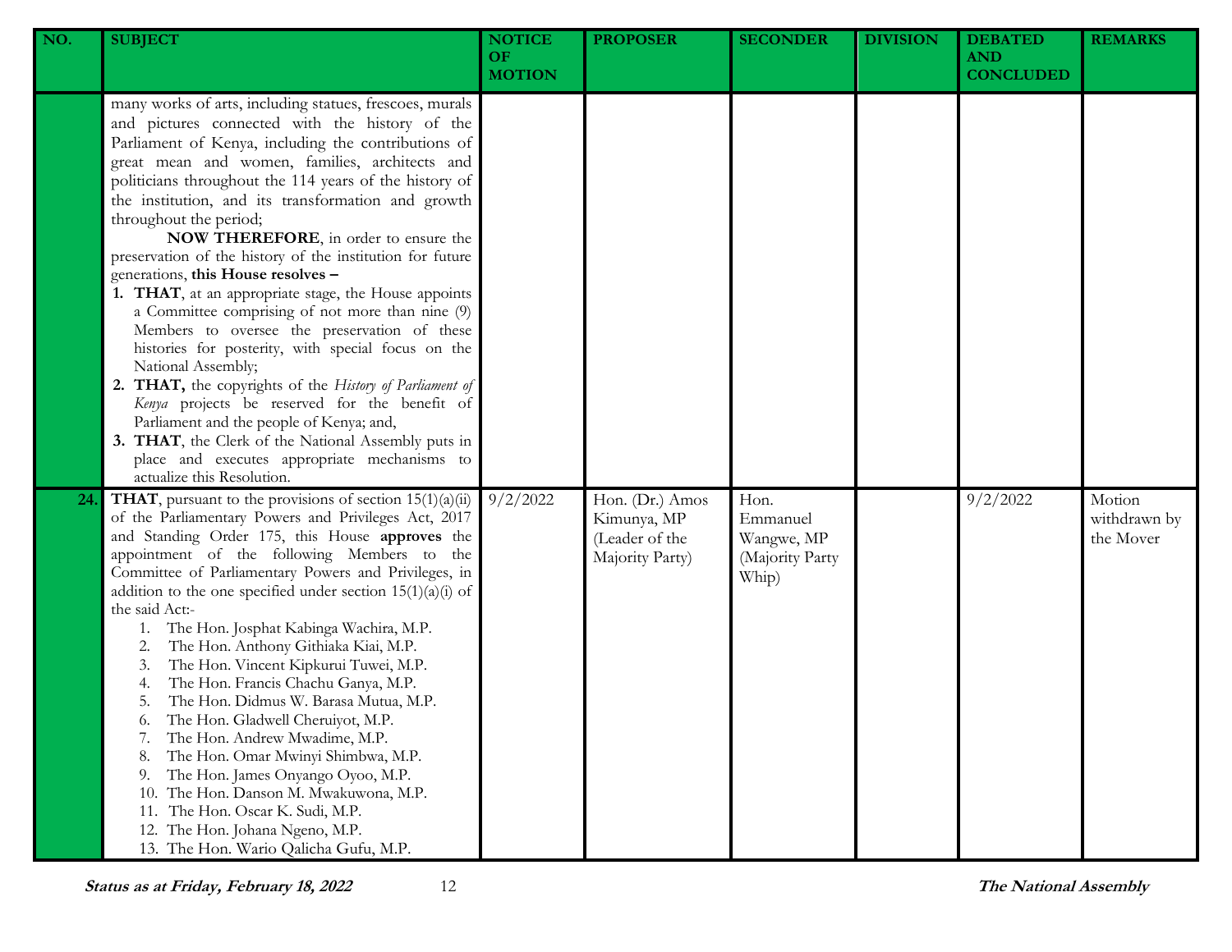| NO. | SUBJECT | NOTICE OF MOTION | PROPOSER | SECONDER | DIVISION | DEBATED AND CONCLUDED | REMARKS |
|---|---|---|---|---|---|---|---|
| | many works of arts, including statues, frescoes, murals and pictures connected with the history of the Parliament of Kenya, including the contributions of great mean and women, families, architects and politicians throughout the 114 years of the history of the institution, and its transformation and growth throughout the period;<br>**NOW THEREFORE**, in order to ensure the preservation of the history of the institution for future generations, **this House resolves –**<br>1. **THAT**, at an appropriate stage, the House appoints a Committee comprising of not more than nine (9) Members to oversee the preservation of these histories for posterity, with special focus on the National Assembly;<br>2. **THAT,** the copyrights of the *History of Parliament of Kenya* projects be reserved for the benefit of Parliament and the people of Kenya; and,<br>3. **THAT**, the Clerk of the National Assembly puts in place and executes appropriate mechanisms to actualize this Resolution. | | | | | | |
| 24. | **THAT**, pursuant to the provisions of section 15(1)(a)(ii) of the Parliamentary Powers and Privileges Act, 2017 and Standing Order 175, this House **approves** the appointment of the following Members to the Committee of Parliamentary Powers and Privileges, in addition to the one specified under section 15(1)(a)(i) of the said Act:-<br>1. The Hon. Josphat Kabinga Wachira, M.P.<br>2. The Hon. Anthony Githiaka Kiai, M.P.<br>3. The Hon. Vincent Kipkurui Tuwei, M.P.<br>4. The Hon. Francis Chachu Ganya, M.P.<br>5. The Hon. Didmus W. Barasa Mutua, M.P.<br>6. The Hon. Gladwell Cheruiyot, M.P.<br>7. The Hon. Andrew Mwadime, M.P.<br>8. The Hon. Omar Mwinyi Shimbwa, M.P.<br>9. The Hon. James Onyango Oyoo, M.P.<br>10. The Hon. Danson M. Mwakuwona, M.P.<br>11. The Hon. Oscar K. Sudi, M.P.<br>12. The Hon. Johana Ngeno, M.P.<br>13. The Hon. Wario Qalicha Gufu, M.P. | 9/2/2022 | Hon. (Dr.) Amos Kimunya, MP (Leader of the Majority Party) | Hon. Emmanuel Wangwe, MP (Majority Party Whip) | | 9/2/2022 | Motion withdrawn by the Mover |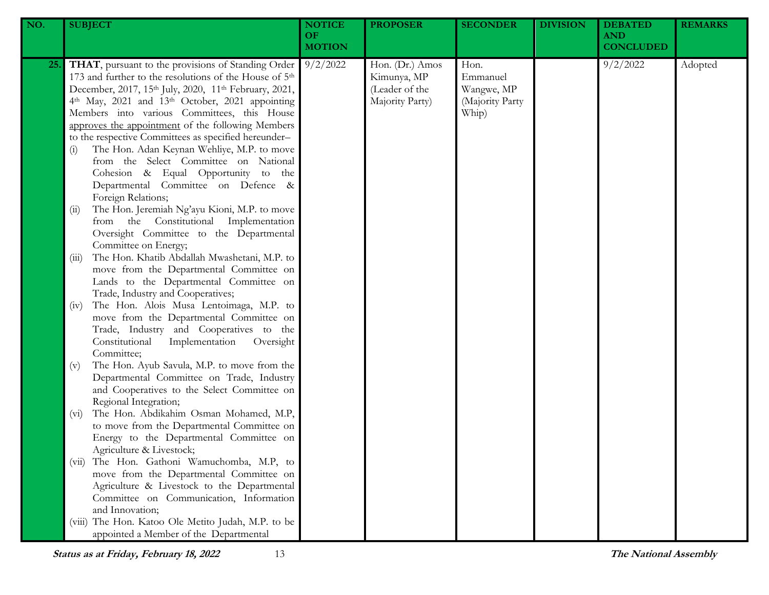| NO. | SUBJECT | NOTICE OF MOTION | PROPOSER | SECONDER | DIVISION | DEBATED AND CONCLUDED | REMARKS |
|---|---|---|---|---|---|---|---|
| 25. | **THAT**, pursuant to the provisions of Standing Order 173 and further to the resolutions of the House of 5th December, 2017, 15th July, 2020, 11th February, 2021, 4th May, 2021 and 13th October, 2021 appointing Members into various Committees, this House approves the appointment of the following Members to the respective Committees as specified hereunder–<br>(i) The Hon. Adan Keynan Wehliye, M.P. to move from the Select Committee on National Cohesion & Equal Opportunity to the Departmental Committee on Defence & Foreign Relations;<br>(ii) The Hon. Jeremiah Ng'ayu Kioni, M.P. to move from the Constitutional Implementation Oversight Committee to the Departmental Committee on Energy;<br>(iii) The Hon. Khatib Abdallah Mwashetani, M.P. to move from the Departmental Committee on Lands to the Departmental Committee on Trade, Industry and Cooperatives;<br>(iv) The Hon. Alois Musa Lentoimaga, M.P. to move from the Departmental Committee on Trade, Industry and Cooperatives to the Constitutional Implementation Oversight Committee;<br>(v) The Hon. Ayub Savula, M.P. to move from the Departmental Committee on Trade, Industry and Cooperatives to the Select Committee on Regional Integration;<br>(vi) The Hon. Abdikahim Osman Mohamed, M.P, to move from the Departmental Committee on Energy to the Departmental Committee on Agriculture & Livestock;<br>(vii) The Hon. Gathoni Wamuchomba, M.P, to move from the Departmental Committee on Agriculture & Livestock to the Departmental Committee on Communication, Information and Innovation;<br>(viii) The Hon. Katoo Ole Metito Judah, M.P. to be appointed a Member of the Departmental | 9/2/2022 | Hon. (Dr.) Amos Kimunya, MP (Leader of the Majority Party) | Hon. Emmanuel Wangwe, MP (Majority Party Whip) | | 9/2/2022 | Adopted |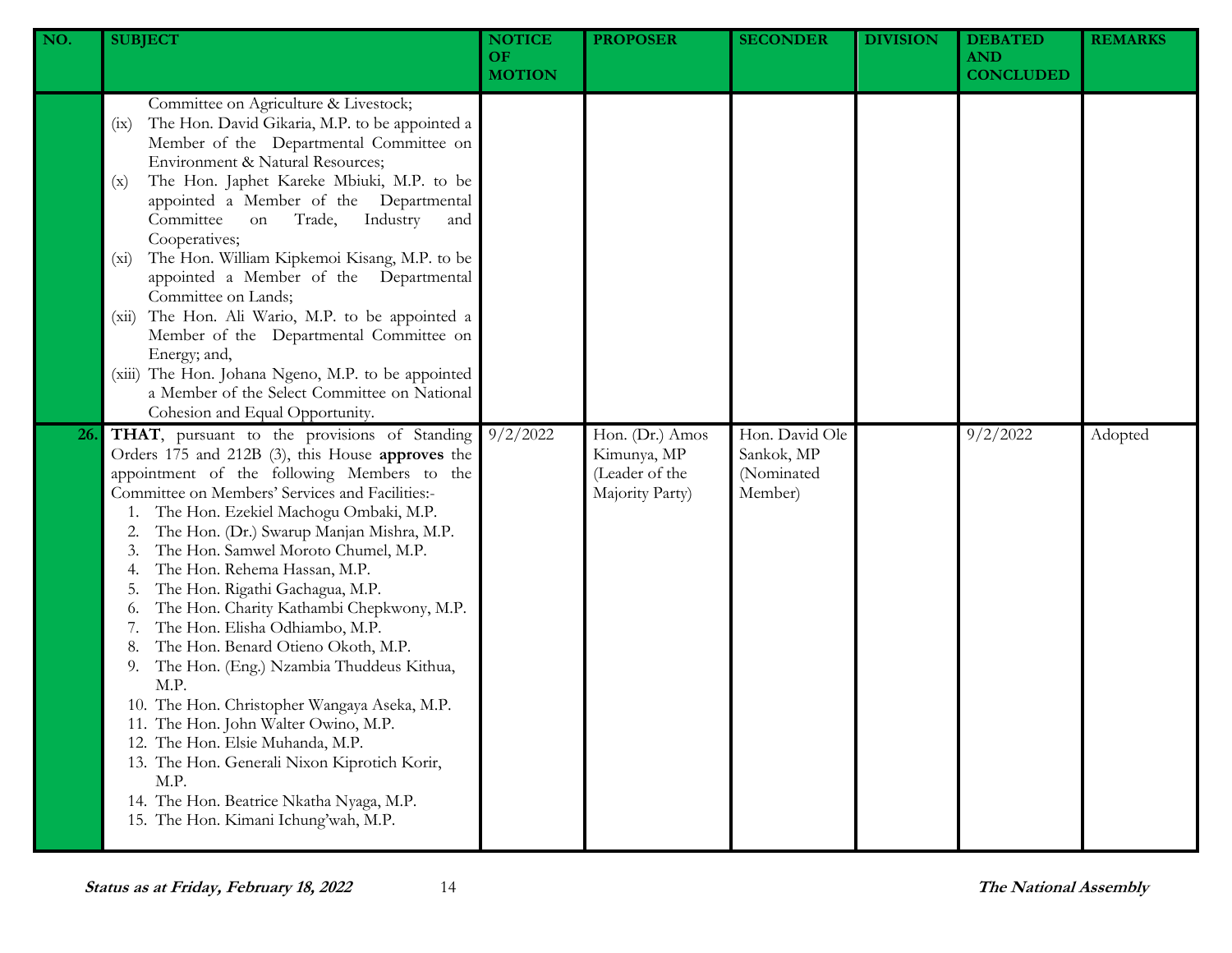| NO. | SUBJECT | NOTICE OF MOTION | PROPOSER | SECONDER | DIVISION | DEBATED AND CONCLUDED | REMARKS |
|---|---|---|---|---|---|---|---|
| | Committee on Agriculture & Livestock;<br>(ix) The Hon. David Gikaria, M.P. to be appointed a Member of the Departmental Committee on Environment & Natural Resources;<br>(x) The Hon. Japhet Kareke Mbiuki, M.P. to be appointed a Member of the Departmental Committee on Trade, Industry and Cooperatives;<br>(xi) The Hon. William Kipkemoi Kisang, M.P. to be appointed a Member of the Departmental Committee on Lands;<br>(xii) The Hon. Ali Wario, M.P. to be appointed a Member of the Departmental Committee on Energy; and,<br>(xiii) The Hon. Johana Ngeno, M.P. to be appointed a Member of the Select Committee on National Cohesion and Equal Opportunity. | | | | | | |
| 26. | **THAT**, pursuant to the provisions of Standing Orders 175 and 212B (3), this House **approves** the appointment of the following Members to the Committee on Members' Services and Facilities:-<br>1. The Hon. Ezekiel Machogu Ombaki, M.P.<br>2. The Hon. (Dr.) Swarup Manjan Mishra, M.P.<br>3. The Hon. Samwel Moroto Chumel, M.P.<br>4. The Hon. Rehema Hassan, M.P.<br>5. The Hon. Rigathi Gachagua, M.P.<br>6. The Hon. Charity Kathambi Chepkwony, M.P.<br>7. The Hon. Elisha Odhiambo, M.P.<br>8. The Hon. Benard Otieno Okoth, M.P.<br>9. The Hon. (Eng.) Nzambia Thuddeus Kithua, M.P.<br>10. The Hon. Christopher Wangaya Aseka, M.P.<br>11. The Hon. John Walter Owino, M.P.<br>12. The Hon. Elsie Muhanda, M.P.<br>13. The Hon. Generali Nixon Kiprotich Korir, M.P.<br>14. The Hon. Beatrice Nkatha Nyaga, M.P.<br>15. The Hon. Kimani Ichung'wah, M.P. | 9/2/2022 | Hon. (Dr.) Amos Kimunya, MP (Leader of the Majority Party) | Hon. David Ole Sankok, MP (Nominated Member) | | 9/2/2022 | Adopted |

*Status as at Friday, February 18, 2022*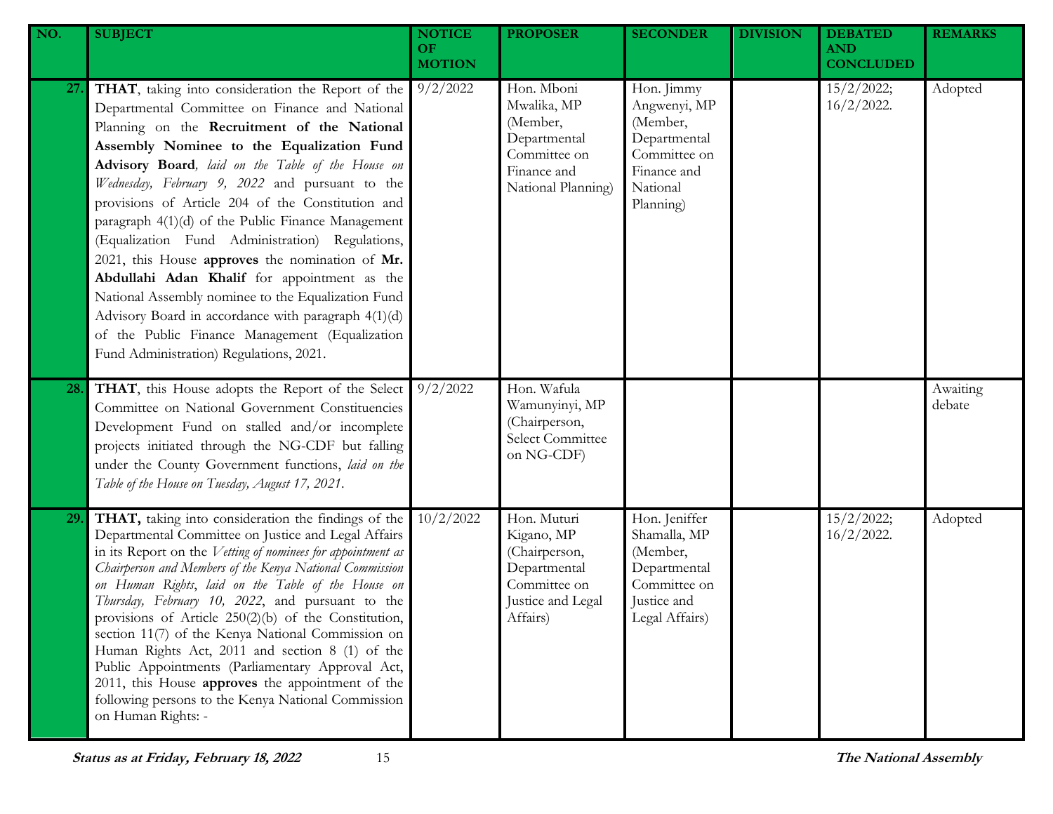| NO. | SUBJECT | NOTICE OF MOTION | PROPOSER | SECONDER | DIVISION | DEBATED AND CONCLUDED | REMARKS |
|---|---|---|---|---|---|---|---|
| 27. | **THAT**, taking into consideration the Report of the Departmental Committee on Finance and National Planning on the **Recruitment of the National Assembly Nominee to the Equalization Fund Advisory Board**, *laid on the Table of the House on Wednesday, February 9, 2022* and pursuant to the provisions of Article 204 of the Constitution and paragraph 4(1)(d) of the Public Finance Management (Equalization Fund Administration) Regulations, 2021, this House **approves** the nomination of **Mr. Abdullahi Adan Khalif** for appointment as the National Assembly nominee to the Equalization Fund Advisory Board in accordance with paragraph 4(1)(d) of the Public Finance Management (Equalization Fund Administration) Regulations, 2021. | 9/2/2022 | Hon. Mboni Mwalika, MP (Member, Departmental Committee on Finance and National Planning) | Hon. Jimmy Angwenyi, MP (Member, Departmental Committee on Finance and National Planning) | | 15/2/2022; 16/2/2022. | Adopted |
| 28. | **THAT**, this House adopts the Report of the Select Committee on National Government Constituencies Development Fund on stalled and/or incomplete projects initiated through the NG-CDF but falling under the County Government functions, *laid on the Table of the House on Tuesday, August 17, 2021*. | 9/2/2022 | Hon. Wafula Wamunyinyi, MP (Chairperson, Select Committee on NG-CDF) | | | | Awaiting debate |
| 29. | **THAT,** taking into consideration the findings of the Departmental Committee on Justice and Legal Affairs in its Report on the *Vetting of nominees for appointment as Chairperson and Members of the Kenya National Commission on Human Rights*, *laid on the Table of the House on Thursday, February 10, 2022*, and pursuant to the provisions of Article 250(2)(b) of the Constitution, section 11(7) of the Kenya National Commission on Human Rights Act, 2011 and section 8 (1) of the Public Appointments (Parliamentary Approval Act, 2011, this House **approves** the appointment of the following persons to the Kenya National Commission on Human Rights: - | 10/2/2022 | Hon. Muturi Kigano, MP (Chairperson, Departmental Committee on Justice and Legal Affairs) | Hon. Jeniffer Shamalla, MP (Member, Departmental Committee on Justice and Legal Affairs) | | 15/2/2022; 16/2/2022. | Adopted |

**Status as at Friday, February 18, 2022** **The National Assembly**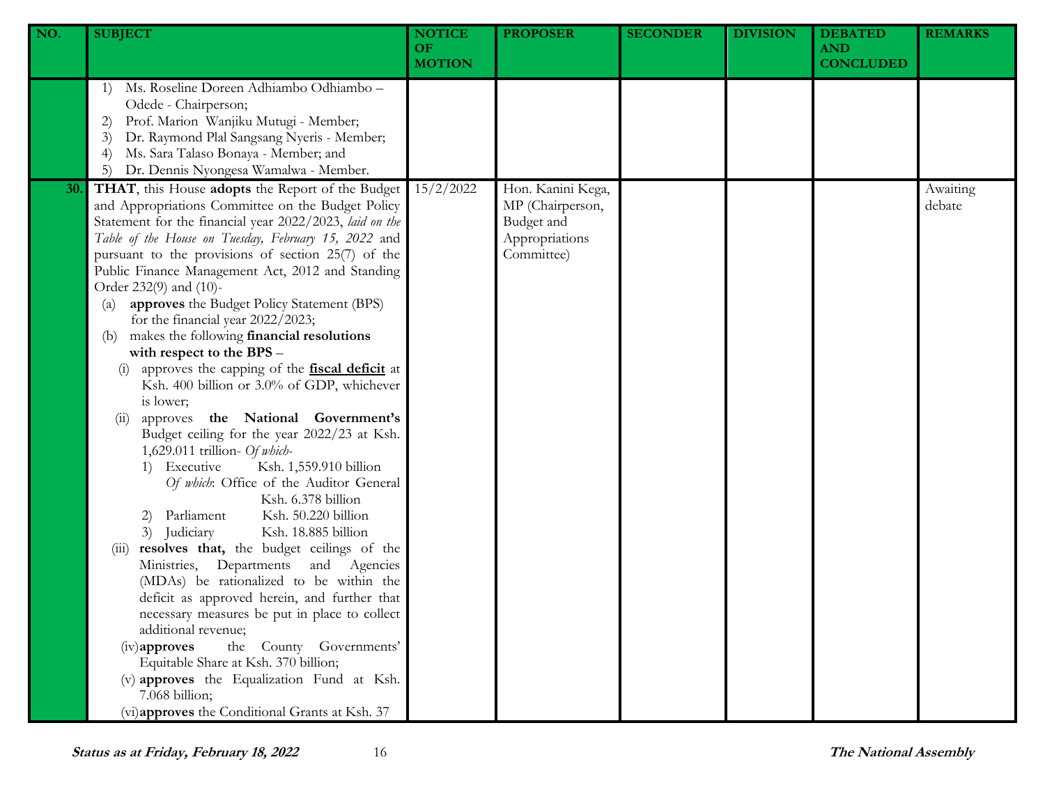| NO. | SUBJECT | NOTICE OF MOTION | PROPOSER | SECONDER | DIVISION | DEBATED AND CONCLUDED | REMARKS |
|---|---|---|---|---|---|---|---|
| | 1) Ms. Roseline Doreen Adhiambo Odhiambo – Odede - Chairperson;<br>2) Prof. Marion Wanjiku Mutugi - Member;<br>3) Dr. Raymond Plal Sangsang Nyeris - Member;<br>4) Ms. Sara Talaso Bonaya - Member; and<br>5) Dr. Dennis Nyongesa Wamalwa - Member. | | | | | | |
| **30.** | **THAT**, this House **adopts** the Report of the Budget and Appropriations Committee on the Budget Policy Statement for the financial year 2022/2023, *laid on the Table of the House on Tuesday, February 15, 2022* and pursuant to the provisions of section 25(7) of the Public Finance Management Act, 2012 and Standing Order 232(9) and (10)-<br>(a) **approves** the Budget Policy Statement (BPS) for the financial year 2022/2023;<br>(b) makes the following **financial resolutions with respect to the BPS** –<br>(i) approves the capping of the **<u>fiscal deficit</u>** at Ksh. 400 billion or 3.0% of GDP, whichever is lower;<br>(ii) approves **the National Government's** Budget ceiling for the year 2022/23 at Ksh. 1,629.011 trillion- *Of which-*<br>1) Executive Ksh. 1,559.910 billion<br>*Of which*: Office of the Auditor General Ksh. 6.378 billion<br>2) Parliament Ksh. 50.220 billion<br>3) Judiciary Ksh. 18.885 billion<br>(iii) **resolves that,** the budget ceilings of the Ministries, Departments and Agencies (MDAs) be rationalized to be within the deficit as approved herein, and further that necessary measures be put in place to collect additional revenue;<br>(iv) **approves** the County Governments' Equitable Share at Ksh. 370 billion;<br>(v) **approves** the Equalization Fund at Ksh. 7.068 billion;<br>(vi) **approves** the Conditional Grants at Ksh. 37 | 15/2/2022 | Hon. Kanini Kega, MP (Chairperson, Budget and Appropriations Committee) | | | | Awaiting debate |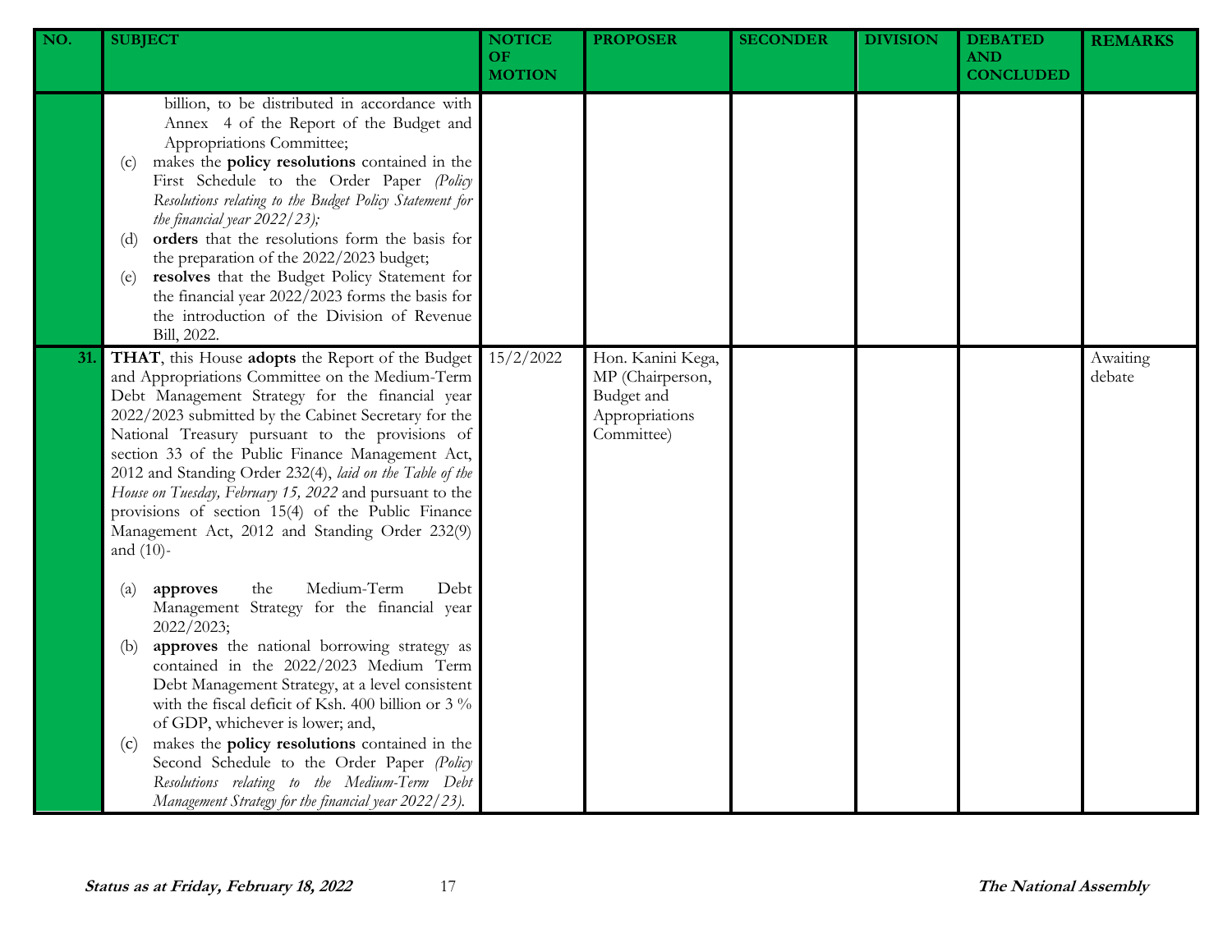| NO. | SUBJECT | NOTICE OF MOTION | PROPOSER | SECONDER | DIVISION | DEBATED AND CONCLUDED | REMARKS |
|---|---|---|---|---|---|---|---|
| | billion, to be distributed in accordance with Annex 4 of the Report of the Budget and Appropriations Committee;<br>(c) makes the **policy resolutions** contained in the First Schedule to the Order Paper *(Policy Resolutions relating to the Budget Policy Statement for the financial year 2022/23)*;<br>(d) **orders** that the resolutions form the basis for the preparation of the 2022/2023 budget;<br>(e) **resolves** that the Budget Policy Statement for the financial year 2022/2023 forms the basis for the introduction of the Division of Revenue Bill, 2022. | | | | | | |
| 31. | **THAT**, this House **adopts** the Report of the Budget and Appropriations Committee on the Medium-Term Debt Management Strategy for the financial year 2022/2023 submitted by the Cabinet Secretary for the National Treasury pursuant to the provisions of section 33 of the Public Finance Management Act, 2012 and Standing Order 232(4), *laid on the Table of the House on Tuesday, February 15, 2022* and pursuant to the provisions of section 15(4) of the Public Finance Management Act, 2012 and Standing Order 232(9) and (10)-<br><br>(a) **approves** the Medium-Term Debt Management Strategy for the financial year 2022/2023;<br>(b) **approves** the national borrowing strategy as contained in the 2022/2023 Medium Term Debt Management Strategy, at a level consistent with the fiscal deficit of Ksh. 400 billion or 3 % of GDP, whichever is lower; and,<br>(c) makes the **policy resolutions** contained in the Second Schedule to the Order Paper *(Policy Resolutions relating to the Medium-Term Debt Management Strategy for the financial year 2022/23)*. | 15/2/2022 | Hon. Kanini Kega, MP (Chairperson, Budget and Appropriations Committee) | | | | Awaiting debate |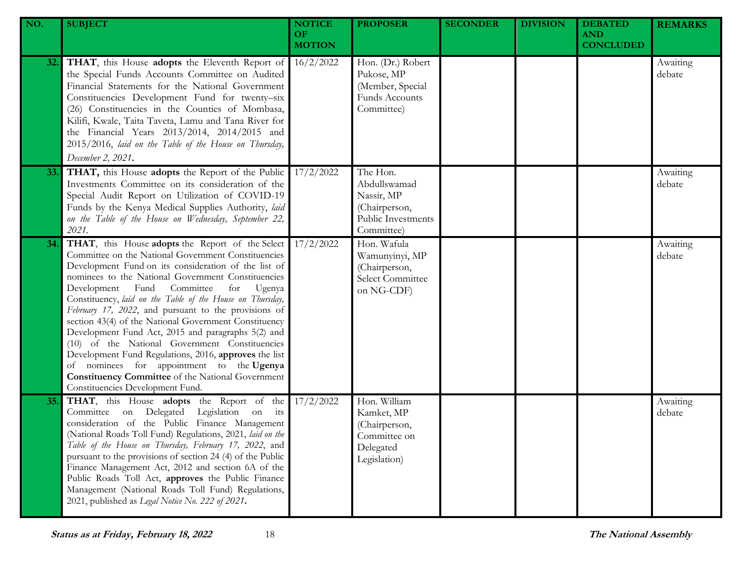| NO. | SUBJECT | NOTICE OF MOTION | PROPOSER | SECONDER | DIVISION | DEBATED AND CONCLUDED | REMARKS |
|---|---|---|---|---|---|---|---|
| 32. | **THAT**, this House **adopts** the Eleventh Report of the Special Funds Accounts Committee on Audited Financial Statements for the National Government Constituencies Development Fund for twenty–six (26) Constituencies in the Counties of Mombasa, Kilifi, Kwale, Taita Taveta, Lamu and Tana River for the Financial Years 2013/2014, 2014/2015 and 2015/2016, *laid on the Table of the House on Thursday, December 2, 2021*. | 16/2/2022 | Hon. (Dr.) Robert Pukose, MP (Member, Special Funds Accounts Committee) | | | | Awaiting debate |
| 33. | **THAT,** this House **adopts** the Report of the Public Investments Committee on its consideration of the Special Audit Report on Utilization of COVID-19 Funds by the Kenya Medical Supplies Authority, *laid on the Table of the House on Wednesday, September 22, 2021.* | 17/2/2022 | The Hon. Abdullswamad Nassir, MP (Chairperson, Public Investments Committee) | | | | Awaiting debate |
| 34. | **THAT**, this House **adopts** the Report of the Select Committee on the National Government Constituencies Development Fund on its consideration of the list of nominees to the National Government Constituencies Development Fund Committee for Ugenya Constituency, *laid on the Table of the House on Thursday, February 17, 2022*, and pursuant to the provisions of section 43(4) of the National Government Constituency Development Fund Act, 2015 and paragraphs 5(2) and (10) of the National Government Constituencies Development Fund Regulations, 2016, **approves** the list of nominees for appointment to the **Ugenya Constituency Committee** of the National Government Constituencies Development Fund. | 17/2/2022 | Hon. Wafula Wamunyinyi, MP (Chairperson, Select Committee on NG-CDF) | | | | Awaiting debate |
| 35. | **THAT**, this House **adopts** the Report of the Committee on Delegated Legislation on its consideration of the Public Finance Management (National Roads Toll Fund) Regulations, 2021, *laid on the Table of the House on Thursday, February 17, 2022*, and pursuant to the provisions of section 24 (4) of the Public Finance Management Act, 2012 and section 6A of the Public Roads Toll Act, **approves** the Public Finance Management (National Roads Toll Fund) Regulations, 2021, published as *Legal Notice No. 222 of 2021*. | 17/2/2022 | Hon. William Kamket, MP (Chairperson, Committee on Delegated Legislation) | | | | Awaiting debate |